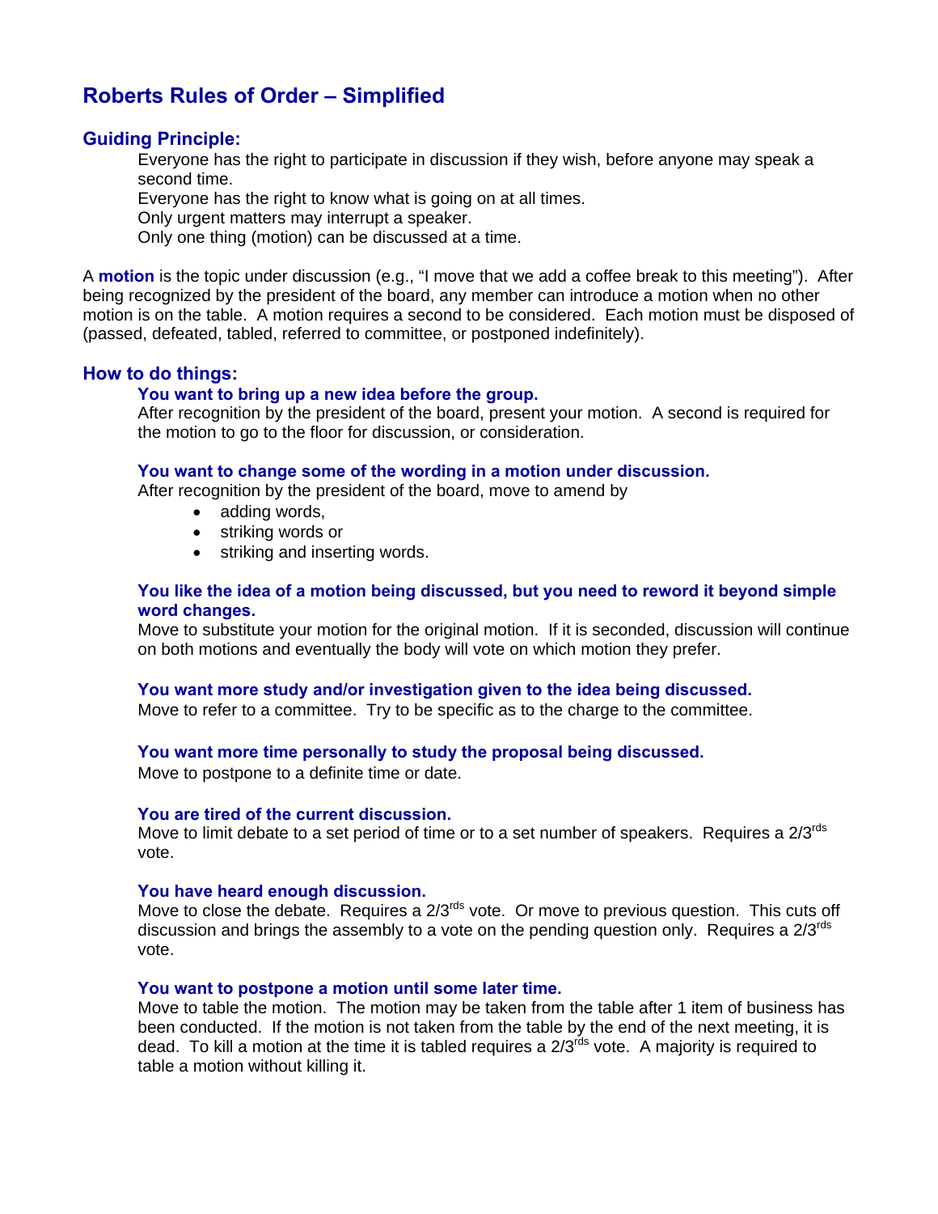# Roberts Rules of Order – Simplified

## Guiding Principle:

Everyone has the right to participate in discussion if they wish, before anyone may speak a second time.
Everyone has the right to know what is going on at all times.
Only urgent matters may interrupt a speaker.
Only one thing (motion) can be discussed at a time.

A **motion** is the topic under discussion (e.g., "I move that we add a coffee break to this meeting"). After being recognized by the president of the board, any member can introduce a motion when no other motion is on the table. A motion requires a second to be considered. Each motion must be disposed of (passed, defeated, tabled, referred to committee, or postponed indefinitely).

## How to do things:

### You want to bring up a new idea before the group.

After recognition by the president of the board, present your motion. A second is required for the motion to go to the floor for discussion, or consideration.

### You want to change some of the wording in a motion under discussion.

After recognition by the president of the board, move to amend by

- adding words,
- striking words or
- striking and inserting words.

### You like the idea of a motion being discussed, but you need to reword it beyond simple word changes.

Move to substitute your motion for the original motion. If it is seconded, discussion will continue on both motions and eventually the body will vote on which motion they prefer.

### You want more study and/or investigation given to the idea being discussed.

Move to refer to a committee. Try to be specific as to the charge to the committee.

### You want more time personally to study the proposal being discussed.

Move to postpone to a definite time or date.

### You are tired of the current discussion.

Move to limit debate to a set period of time or to a set number of speakers. Requires a 2/3rds vote.

### You have heard enough discussion.

Move to close the debate. Requires a 2/3rds vote. Or move to previous question. This cuts off discussion and brings the assembly to a vote on the pending question only. Requires a 2/3rds vote.

### You want to postpone a motion until some later time.

Move to table the motion. The motion may be taken from the table after 1 item of business has been conducted. If the motion is not taken from the table by the end of the next meeting, it is dead. To kill a motion at the time it is tabled requires a 2/3rds vote. A majority is required to table a motion without killing it.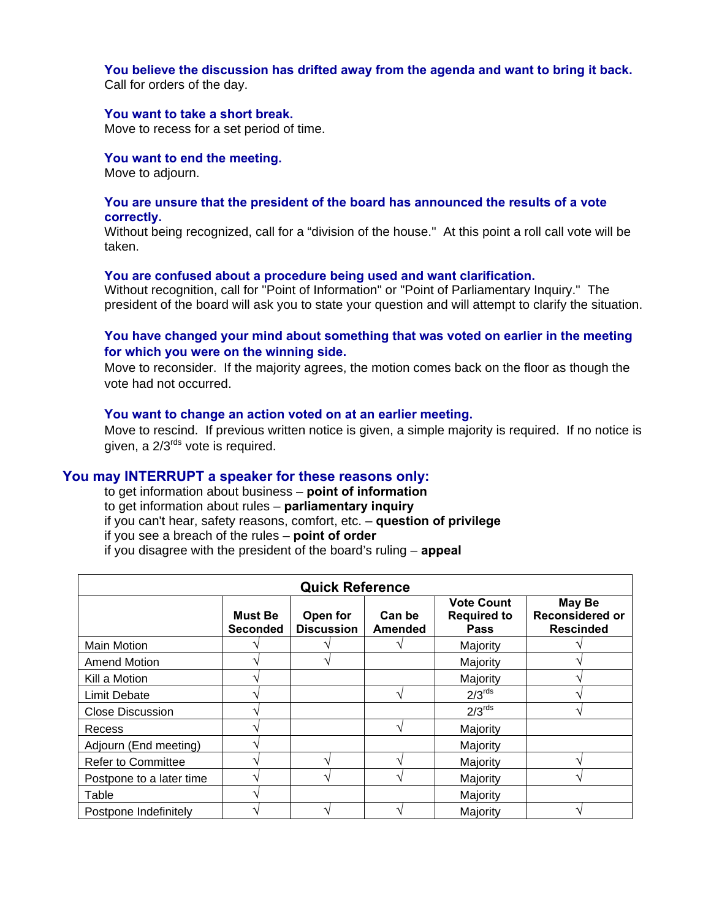**You believe the discussion has drifted away from the agenda and want to bring it back.**
Call for orders of the day.

**You want to take a short break.**
Move to recess for a set period of time.

**You want to end the meeting.**
Move to adjourn.

**You are unsure that the president of the board has announced the results of a vote correctly.**
Without being recognized, call for a "division of the house." At this point a roll call vote will be taken.

**You are confused about a procedure being used and want clarification.**
Without recognition, call for "Point of Information" or "Point of Parliamentary Inquiry." The president of the board will ask you to state your question and will attempt to clarify the situation.

**You have changed your mind about something that was voted on earlier in the meeting for which you were on the winning side.**
Move to reconsider. If the majority agrees, the motion comes back on the floor as though the vote had not occurred.

**You want to change an action voted on at an earlier meeting.**
Move to rescind. If previous written notice is given, a simple majority is required. If no notice is given, a 2/3rds vote is required.

## You may INTERRUPT a speaker for these reasons only:

to get information about business – **point of information**
to get information about rules – **parliamentary inquiry**
if you can't hear, safety reasons, comfort, etc. – **question of privilege**
if you see a breach of the rules – **point of order**
if you disagree with the president of the board's ruling – **appeal**

**Quick Reference**

| | Must Be Seconded | Open for Discussion | Can be Amended | Vote Count Required to Pass | May Be Reconsidered or Rescinded |
|---|---|---|---|---|---|
| Main Motion | √ | √ | √ | Majority | √ |
| Amend Motion | √ | √ | | Majority | √ |
| Kill a Motion | √ | | | Majority | √ |
| Limit Debate | √ | | √ | 2/3rds | √ |
| Close Discussion | √ | | | 2/3rds | √ |
| Recess | √ | | √ | Majority | |
| Adjourn (End meeting) | √ | | | Majority | |
| Refer to Committee | √ | √ | √ | Majority | √ |
| Postpone to a later time | √ | √ | √ | Majority | √ |
| Table | √ | | | Majority | |
| Postpone Indefinitely | √ | √ | √ | Majority | √ |